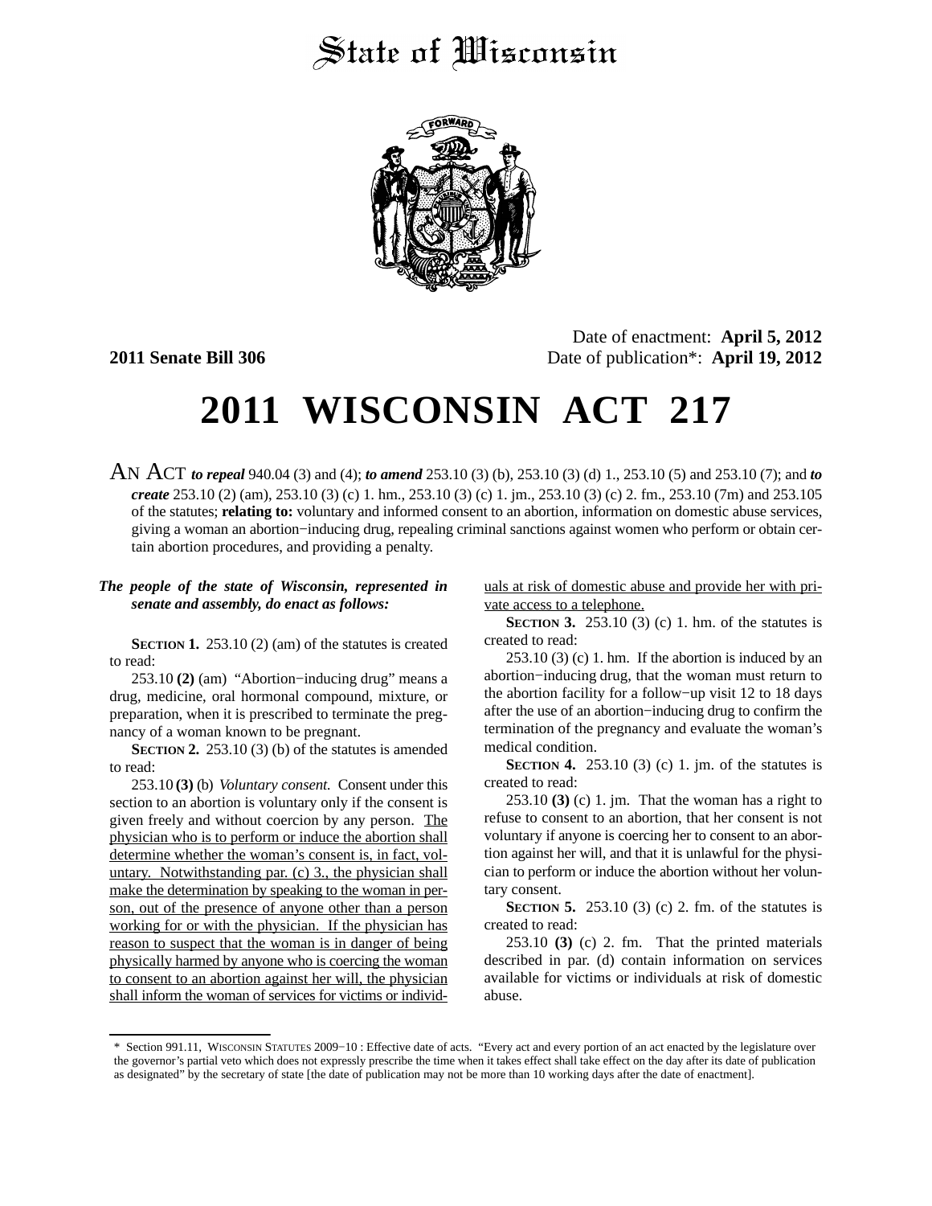# State of Wisconsin

**2011 Senate Bill 306**

Date of enactment: **April 5, 2012**
Date of publication*: **April 19, 2012**

# 2011 WISCONSIN ACT 217

AN ACT ***to repeal*** 940.04 (3) and (4); ***to amend*** 253.10 (3) (b), 253.10 (3) (d) 1., 253.10 (5) and 253.10 (7); and ***to create*** 253.10 (2) (am), 253.10 (3) (c) 1. hm., 253.10 (3) (c) 1. jm., 253.10 (3) (c) 2. fm., 253.10 (7m) and 253.105 of the statutes; **relating to:** voluntary and informed consent to an abortion, information on domestic abuse services, giving a woman an abortion−inducing drug, repealing criminal sanctions against women who perform or obtain certain abortion procedures, and providing a penalty.

***The people of the state of Wisconsin, represented in senate and assembly, do enact as follows:***

**SECTION 1.** 253.10 (2) (am) of the statutes is created to read:

253.10 **(2)** (am) "Abortion−inducing drug" means a drug, medicine, oral hormonal compound, mixture, or preparation, when it is prescribed to terminate the pregnancy of a woman known to be pregnant.

**SECTION 2.** 253.10 (3) (b) of the statutes is amended to read:

253.10 **(3)** (b) *Voluntary consent.* Consent under this section to an abortion is voluntary only if the consent is given freely and without coercion by any person. <u>The physician who is to perform or induce the abortion shall determine whether the woman's consent is, in fact, voluntary. Notwithstanding par. (c) 3., the physician shall make the determination by speaking to the woman in person, out of the presence of anyone other than a person working for or with the physician. If the physician has reason to suspect that the woman is in danger of being physically harmed by anyone who is coercing the woman to consent to an abortion against her will, the physician shall inform the woman of services for victims or individuals at risk of domestic abuse and provide her with private access to a telephone.</u>

**SECTION 3.** 253.10 (3) (c) 1. hm. of the statutes is created to read:

253.10 (3) (c) 1. hm. If the abortion is induced by an abortion−inducing drug, that the woman must return to the abortion facility for a follow−up visit 12 to 18 days after the use of an abortion−inducing drug to confirm the termination of the pregnancy and evaluate the woman's medical condition.

**SECTION 4.** 253.10 (3) (c) 1. jm. of the statutes is created to read:

253.10 **(3)** (c) 1. jm. That the woman has a right to refuse to consent to an abortion, that her consent is not voluntary if anyone is coercing her to consent to an abortion against her will, and that it is unlawful for the physician to perform or induce the abortion without her voluntary consent.

**SECTION 5.** 253.10 (3) (c) 2. fm. of the statutes is created to read:

253.10 **(3)** (c) 2. fm. That the printed materials described in par. (d) contain information on services available for victims or individuals at risk of domestic abuse.

\* Section 991.11, WISCONSIN STATUTES 2009−10 : Effective date of acts. "Every act and every portion of an act enacted by the legislature over the governor's partial veto which does not expressly prescribe the time when it takes effect shall take effect on the day after its date of publication as designated" by the secretary of state [the date of publication may not be more than 10 working days after the date of enactment].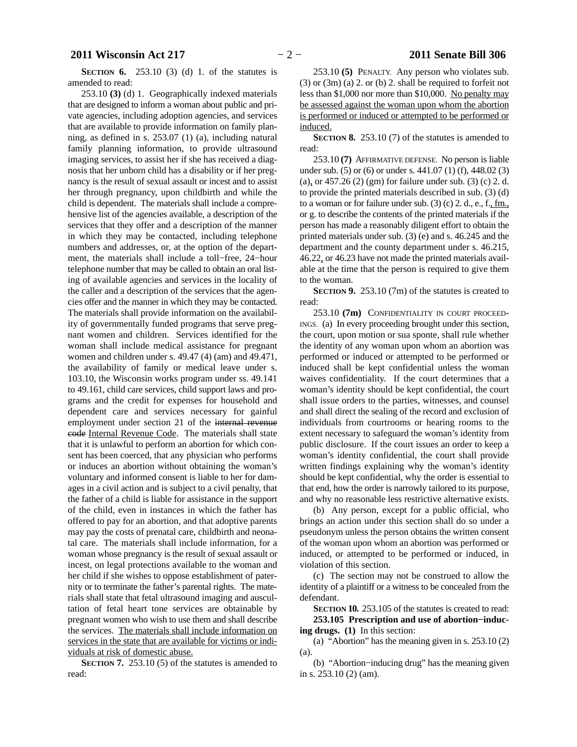**SECTION 6.** 253.10 (3) (d) 1. of the statutes is amended to read:

253.10 **(3)** (d) 1. Geographically indexed materials that are designed to inform a woman about public and private agencies, including adoption agencies, and services that are available to provide information on family planning, as defined in s. 253.07 (1) (a), including natural family planning information, to provide ultrasound imaging services, to assist her if she has received a diagnosis that her unborn child has a disability or if her pregnancy is the result of sexual assault or incest and to assist her through pregnancy, upon childbirth and while the child is dependent. The materials shall include a comprehensive list of the agencies available, a description of the services that they offer and a description of the manner in which they may be contacted, including telephone numbers and addresses, or, at the option of the department, the materials shall include a toll−free, 24−hour telephone number that may be called to obtain an oral listing of available agencies and services in the locality of the caller and a description of the services that the agencies offer and the manner in which they may be contacted. The materials shall provide information on the availability of governmentally funded programs that serve pregnant women and children. Services identified for the woman shall include medical assistance for pregnant women and children under s. 49.47 (4) (am) and 49.471, the availability of family or medical leave under s. 103.10, the Wisconsin works program under ss. 49.141 to 49.161, child care services, child support laws and programs and the credit for expenses for household and dependent care and services necessary for gainful employment under section 21 of the ~~internal revenue code~~ Internal Revenue Code. The materials shall state that it is unlawful to perform an abortion for which consent has been coerced, that any physician who performs or induces an abortion without obtaining the woman's voluntary and informed consent is liable to her for damages in a civil action and is subject to a civil penalty, that the father of a child is liable for assistance in the support of the child, even in instances in which the father has offered to pay for an abortion, and that adoptive parents may pay the costs of prenatal care, childbirth and neonatal care. The materials shall include information, for a woman whose pregnancy is the result of sexual assault or incest, on legal protections available to the woman and her child if she wishes to oppose establishment of paternity or to terminate the father's parental rights. The materials shall state that fetal ultrasound imaging and auscultation of fetal heart tone services are obtainable by pregnant women who wish to use them and shall describe the services. <u>The materials shall include information on services in the state that are available for victims or individuals at risk of domestic abuse.</u>

**SECTION 7.** 253.10 (5) of the statutes is amended to read:

253.10 **(5)** PENALTY. Any person who violates sub. (3) or (3m) (a) 2. or (b) 2. shall be required to forfeit not less than $1,000 nor more than $10,000. <u>No penalty may be assessed against the woman upon whom the abortion is performed or induced or attempted to be performed or induced.</u>

**SECTION 8.** 253.10 (7) of the statutes is amended to read:

253.10 **(7)** AFFIRMATIVE DEFENSE. No person is liable under sub. (5) or (6) or under s. 441.07 (1) (f), 448.02 (3) (a)<u>,</u> or 457.26 (2) (gm) for failure under sub. (3) (c) 2. d. to provide the printed materials described in sub. (3) (d) to a woman or for failure under sub. (3) (c) 2. d., e., f.<u>, fm.,</u> or g. to describe the contents of the printed materials if the person has made a reasonably diligent effort to obtain the printed materials under sub. (3) (e) and s. 46.245 and the department and the county department under s. 46.215, 46.22<u>,</u> or 46.23 have not made the printed materials available at the time that the person is required to give them to the woman.

**SECTION 9.** 253.10 (7m) of the statutes is created to read:

253.10 **(7m)** CONFIDENTIALITY IN COURT PROCEEDINGS. (a) In every proceeding brought under this section, the court, upon motion or sua sponte, shall rule whether the identity of any woman upon whom an abortion was performed or induced or attempted to be performed or induced shall be kept confidential unless the woman waives confidentiality. If the court determines that a woman's identity should be kept confidential, the court shall issue orders to the parties, witnesses, and counsel and shall direct the sealing of the record and exclusion of individuals from courtrooms or hearing rooms to the extent necessary to safeguard the woman's identity from public disclosure. If the court issues an order to keep a woman's identity confidential, the court shall provide written findings explaining why the woman's identity should be kept confidential, why the order is essential to that end, how the order is narrowly tailored to its purpose, and why no reasonable less restrictive alternative exists.

(b) Any person, except for a public official, who brings an action under this section shall do so under a pseudonym unless the person obtains the written consent of the woman upon whom an abortion was performed or induced, or attempted to be performed or induced, in violation of this section.

(c) The section may not be construed to allow the identity of a plaintiff or a witness to be concealed from the defendant.

**SECTION 10.** 253.105 of the statutes is created to read:

**253.105 Prescription and use of abortion−inducing drugs. (1)** In this section:

(a) "Abortion" has the meaning given in s. 253.10 (2) (a).

(b) "Abortion−inducing drug" has the meaning given in s. 253.10 (2) (am).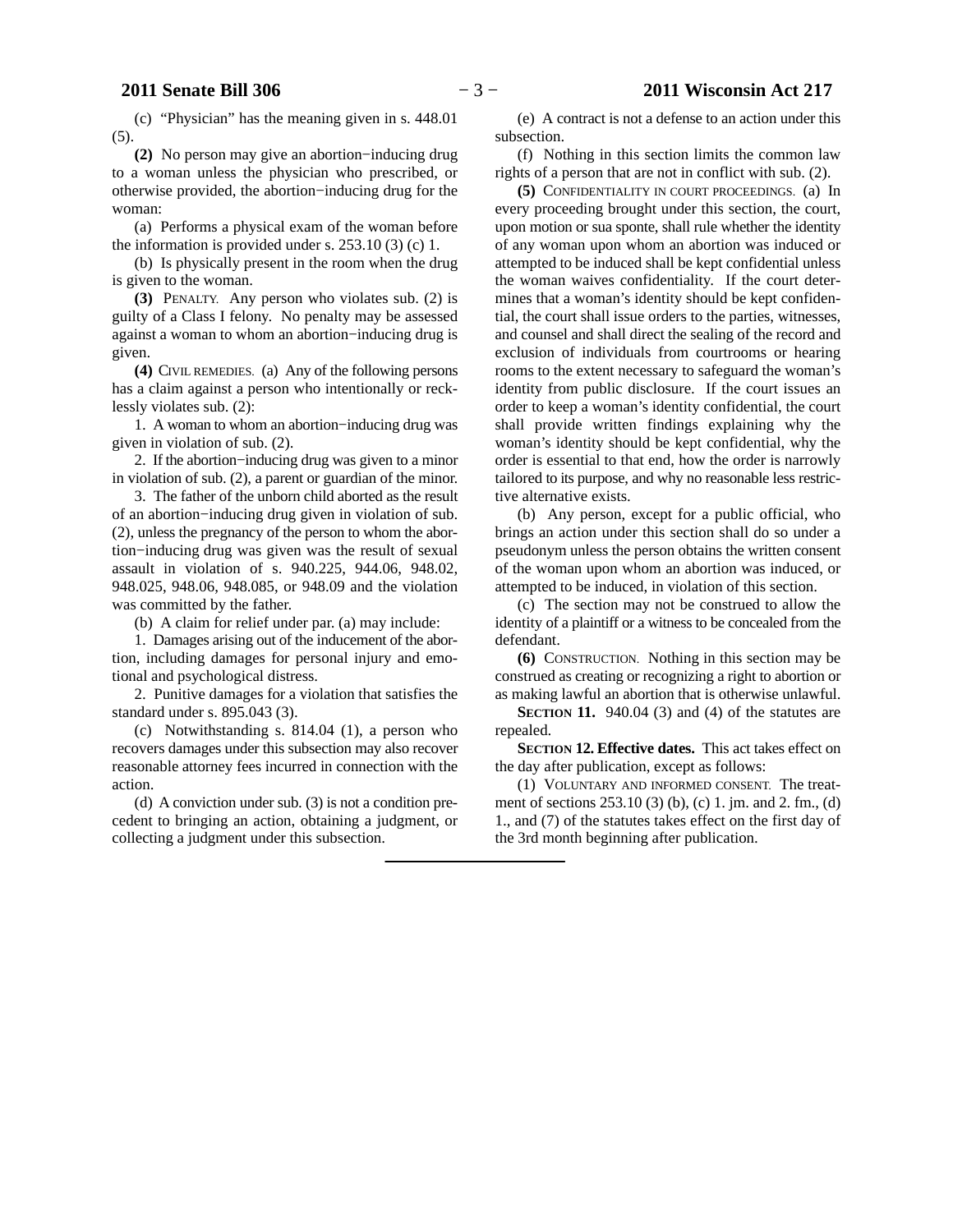(c) "Physician" has the meaning given in s. 448.01 (5).

**(2)** No person may give an abortion−inducing drug to a woman unless the physician who prescribed, or otherwise provided, the abortion−inducing drug for the woman:

(a) Performs a physical exam of the woman before the information is provided under s. 253.10 (3) (c) 1.

(b) Is physically present in the room when the drug is given to the woman.

**(3)** PENALTY. Any person who violates sub. (2) is guilty of a Class I felony. No penalty may be assessed against a woman to whom an abortion−inducing drug is given.

**(4)** CIVIL REMEDIES. (a) Any of the following persons has a claim against a person who intentionally or recklessly violates sub. (2):

1. A woman to whom an abortion−inducing drug was given in violation of sub. (2).

2. If the abortion−inducing drug was given to a minor in violation of sub. (2), a parent or guardian of the minor.

3. The father of the unborn child aborted as the result of an abortion−inducing drug given in violation of sub. (2), unless the pregnancy of the person to whom the abortion−inducing drug was given was the result of sexual assault in violation of s. 940.225, 944.06, 948.02, 948.025, 948.06, 948.085, or 948.09 and the violation was committed by the father.

(b) A claim for relief under par. (a) may include:

1. Damages arising out of the inducement of the abortion, including damages for personal injury and emotional and psychological distress.

2. Punitive damages for a violation that satisfies the standard under s. 895.043 (3).

(c) Notwithstanding s. 814.04 (1), a person who recovers damages under this subsection may also recover reasonable attorney fees incurred in connection with the action.

(d) A conviction under sub. (3) is not a condition precedent to bringing an action, obtaining a judgment, or collecting a judgment under this subsection.

(e) A contract is not a defense to an action under this subsection.

(f) Nothing in this section limits the common law rights of a person that are not in conflict with sub. (2).

**(5)** CONFIDENTIALITY IN COURT PROCEEDINGS. (a) In every proceeding brought under this section, the court, upon motion or sua sponte, shall rule whether the identity of any woman upon whom an abortion was induced or attempted to be induced shall be kept confidential unless the woman waives confidentiality. If the court determines that a woman's identity should be kept confidential, the court shall issue orders to the parties, witnesses, and counsel and shall direct the sealing of the record and exclusion of individuals from courtrooms or hearing rooms to the extent necessary to safeguard the woman's identity from public disclosure. If the court issues an order to keep a woman's identity confidential, the court shall provide written findings explaining why the woman's identity should be kept confidential, why the order is essential to that end, how the order is narrowly tailored to its purpose, and why no reasonable less restrictive alternative exists.

(b) Any person, except for a public official, who brings an action under this section shall do so under a pseudonym unless the person obtains the written consent of the woman upon whom an abortion was induced, or attempted to be induced, in violation of this section.

(c) The section may not be construed to allow the identity of a plaintiff or a witness to be concealed from the defendant.

**(6)** CONSTRUCTION. Nothing in this section may be construed as creating or recognizing a right to abortion or as making lawful an abortion that is otherwise unlawful.

**SECTION 11.** 940.04 (3) and (4) of the statutes are repealed.

**SECTION 12. Effective dates.** This act takes effect on the day after publication, except as follows:

(1) VOLUNTARY AND INFORMED CONSENT. The treatment of sections 253.10 (3) (b), (c) 1. jm. and 2. fm., (d) 1., and (7) of the statutes takes effect on the first day of the 3rd month beginning after publication.